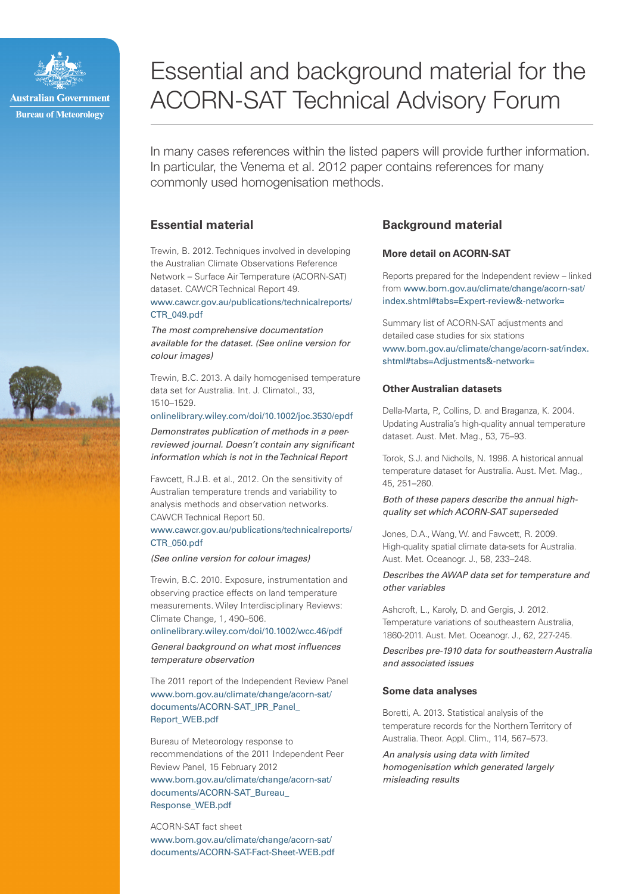Australian Government
Bureau of Meteorology

# Essential and background material for the ACORN-SAT Technical Advisory Forum

In many cases references within the listed papers will provide further information. In particular, the Venema et al. 2012 paper contains references for many commonly used homogenisation methods.

## Essential material

Trewin, B. 2012. Techniques involved in developing the Australian Climate Observations Reference Network – Surface Air Temperature (ACORN-SAT) dataset. CAWCR Technical Report 49.
www.cawcr.gov.au/publications/technicalreports/CTR_049.pdf

*The most comprehensive documentation available for the dataset. (See online version for colour images)*

Trewin, B.C. 2013. A daily homogenised temperature data set for Australia. Int. J. Climatol., 33, 1510–1529.
onlinelibrary.wiley.com/doi/10.1002/joc.3530/epdf

*Demonstrates publication of methods in a peer-reviewed journal. Doesn't contain any significant information which is not in the Technical Report*

Fawcett, R.J.B. et al., 2012. On the sensitivity of Australian temperature trends and variability to analysis methods and observation networks. CAWCR Technical Report 50.
www.cawcr.gov.au/publications/technicalreports/CTR_050.pdf

*(See online version for colour images)*

Trewin, B.C. 2010. Exposure, instrumentation and observing practice effects on land temperature measurements. Wiley Interdisciplinary Reviews: Climate Change, 1, 490–506.
onlinelibrary.wiley.com/doi/10.1002/wcc.46/pdf

*General background on what most influences temperature observation*

The 2011 report of the Independent Review Panel
www.bom.gov.au/climate/change/acorn-sat/documents/ACORN-SAT_IPR_Panel_Report_WEB.pdf

Bureau of Meteorology response to recommendations of the 2011 Independent Peer Review Panel, 15 February 2012
www.bom.gov.au/climate/change/acorn-sat/documents/ACORN-SAT_Bureau_Response_WEB.pdf

ACORN-SAT fact sheet
www.bom.gov.au/climate/change/acorn-sat/documents/ACORN-SAT-Fact-Sheet-WEB.pdf

## Background material

### More detail on ACORN-SAT

Reports prepared for the Independent review – linked from www.bom.gov.au/climate/change/acorn-sat/index.shtml#tabs=Expert-review&-network=

Summary list of ACORN-SAT adjustments and detailed case studies for six stations
www.bom.gov.au/climate/change/acorn-sat/index.shtml#tabs=Adjustments&-network=

### Other Australian datasets

Della-Marta, P., Collins, D. and Braganza, K. 2004. Updating Australia's high-quality annual temperature dataset. Aust. Met. Mag., 53, 75–93.

Torok, S.J. and Nicholls, N. 1996. A historical annual temperature dataset for Australia. Aust. Met. Mag., 45, 251–260.

*Both of these papers describe the annual high-quality set which ACORN-SAT superseded*

Jones, D.A., Wang, W. and Fawcett, R. 2009. High-quality spatial climate data-sets for Australia. Aust. Met. Oceanogr. J., 58, 233–248.

*Describes the AWAP data set for temperature and other variables*

Ashcroft, L., Karoly, D. and Gergis, J. 2012. Temperature variations of southeastern Australia, 1860-2011. Aust. Met. Oceanogr. J., 62, 227-245.

*Describes pre-1910 data for southeastern Australia and associated issues*

### Some data analyses

Boretti, A. 2013. Statistical analysis of the temperature records for the Northern Territory of Australia. Theor. Appl. Clim., 114, 567–573.

*An analysis using data with limited homogenisation which generated largely misleading results*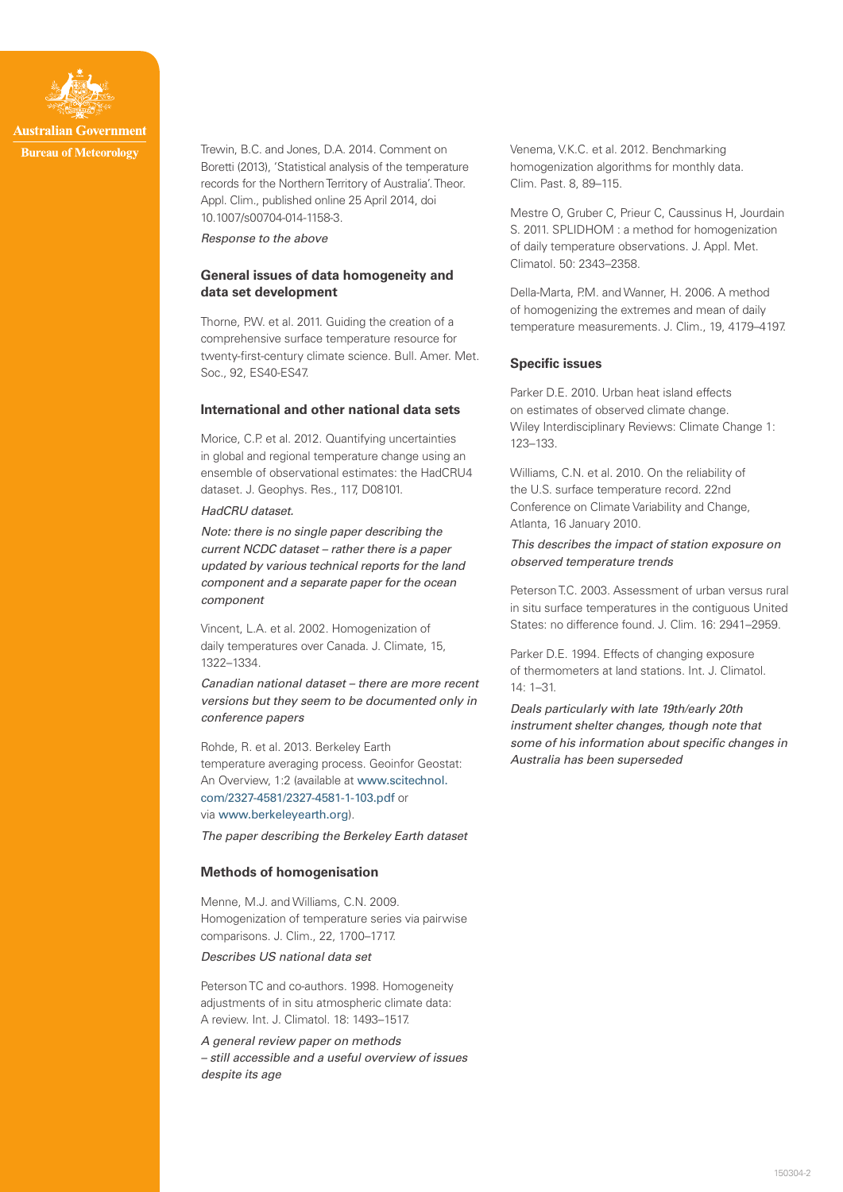Trewin, B.C. and Jones, D.A. 2014. Comment on Boretti (2013), 'Statistical analysis of the temperature records for the Northern Territory of Australia'. Theor. Appl. Clim., published online 25 April 2014, doi 10.1007/s00704-014-1158-3.

*Response to the above*

### General issues of data homogeneity and data set development

Thorne, P.W. et al. 2011. Guiding the creation of a comprehensive surface temperature resource for twenty-first-century climate science. Bull. Amer. Met. Soc., 92, ES40-ES47.

### International and other national data sets

Morice, C.P. et al. 2012. Quantifying uncertainties in global and regional temperature change using an ensemble of observational estimates: the HadCRU4 dataset. J. Geophys. Res., 117, D08101.

*HadCRU dataset.*

*Note: there is no single paper describing the current NCDC dataset – rather there is a paper updated by various technical reports for the land component and a separate paper for the ocean component*

Vincent, L.A. et al. 2002. Homogenization of daily temperatures over Canada. J. Climate, 15, 1322–1334.

*Canadian national dataset – there are more recent versions but they seem to be documented only in conference papers*

Rohde, R. et al. 2013. Berkeley Earth temperature averaging process. Geoinfor Geostat: An Overview, 1:2 (available at www.scitechnol.com/2327-4581/2327-4581-1-103.pdf or via www.berkeleyearth.org).

*The paper describing the Berkeley Earth dataset*

### Methods of homogenisation

Menne, M.J. and Williams, C.N. 2009. Homogenization of temperature series via pairwise comparisons. J. Clim., 22, 1700–1717.

*Describes US national data set*

Peterson TC and co-authors. 1998. Homogeneity adjustments of in situ atmospheric climate data: A review. Int. J. Climatol. 18: 1493–1517.

*A general review paper on methods – still accessible and a useful overview of issues despite its age*

Venema, V.K.C. et al. 2012. Benchmarking homogenization algorithms for monthly data. Clim. Past. 8, 89–115.

Mestre O, Gruber C, Prieur C, Caussinus H, Jourdain S. 2011. SPLIDHOM : a method for homogenization of daily temperature observations. J. Appl. Met. Climatol. 50: 2343–2358.

Della-Marta, P.M. and Wanner, H. 2006. A method of homogenizing the extremes and mean of daily temperature measurements. J. Clim., 19, 4179–4197.

### Specific issues

Parker D.E. 2010. Urban heat island effects on estimates of observed climate change. Wiley Interdisciplinary Reviews: Climate Change 1: 123–133.

Williams, C.N. et al. 2010. On the reliability of the U.S. surface temperature record. 22nd Conference on Climate Variability and Change, Atlanta, 16 January 2010.

*This describes the impact of station exposure on observed temperature trends*

Peterson T.C. 2003. Assessment of urban versus rural in situ surface temperatures in the contiguous United States: no difference found. J. Clim. 16: 2941–2959.

Parker D.E. 1994. Effects of changing exposure of thermometers at land stations. Int. J. Climatol. 14: 1–31.

*Deals particularly with late 19th/early 20th instrument shelter changes, though note that some of his information about specific changes in Australia has been superseded*